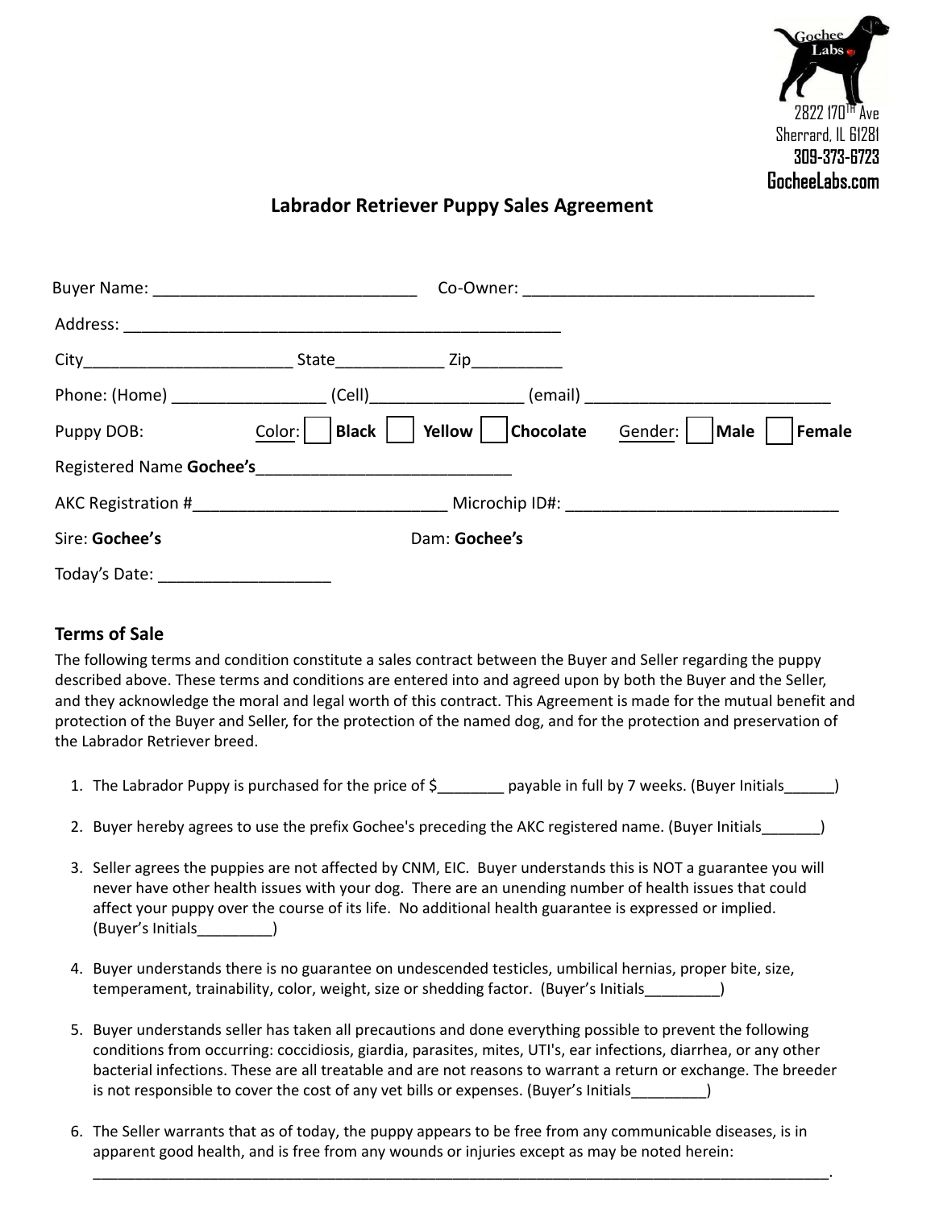Gochee Labs

2822 170TH Ave
Sherrard, IL 61281
309-373-6723
GocheeLabs.com

# Labrador Retriever Puppy Sales Agreement

Buyer Name: ______________________________ Co-Owner: _________________________________

Address: ___________________________________________________

City________________________ State____________ Zip__________

Phone: (Home) _________________ (Cell)_________________ (email) ____________________________

Puppy DOB: Color: ☐ **Black** ☐ **Yellow** ☐ **Chocolate** Gender: ☐ **Male** ☐ **Female**

Registered Name **Gochee's**_____________________________

AKC Registration #____________________________ Microchip ID#: _______________________________

Sire: **Gochee's** Dam: **Gochee's**

Today's Date: ___________________

## Terms of Sale

The following terms and condition constitute a sales contract between the Buyer and Seller regarding the puppy described above. These terms and conditions are entered into and agreed upon by both the Buyer and the Seller, and they acknowledge the moral and legal worth of this contract. This Agreement is made for the mutual benefit and protection of the Buyer and Seller, for the protection of the named dog, and for the protection and preservation of the Labrador Retriever breed.

1. The Labrador Puppy is purchased for the price of $________ payable in full by 7 weeks. (Buyer Initials______)
2. Buyer hereby agrees to use the prefix Gochee's preceding the AKC registered name. (Buyer Initials_______)
3. Seller agrees the puppies are not affected by CNM, EIC. Buyer understands this is NOT a guarantee you will never have other health issues with your dog. There are an unending number of health issues that could affect your puppy over the course of its life. No additional health guarantee is expressed or implied. (Buyer's Initials_________)
4. Buyer understands there is no guarantee on undescended testicles, umbilical hernias, proper bite, size, temperament, trainability, color, weight, size or shedding factor. (Buyer's Initials_________)
5. Buyer understands seller has taken all precautions and done everything possible to prevent the following conditions from occurring: coccidiosis, giardia, parasites, mites, UTI's, ear infections, diarrhea, or any other bacterial infections. These are all treatable and are not reasons to warrant a return or exchange. The breeder is not responsible to cover the cost of any vet bills or expenses. (Buyer's Initials_________)
6. The Seller warrants that as of today, the puppy appears to be free from any communicable diseases, is in apparent good health, and is free from any wounds or injuries except as may be noted herein: _____________________________________________________________________________________.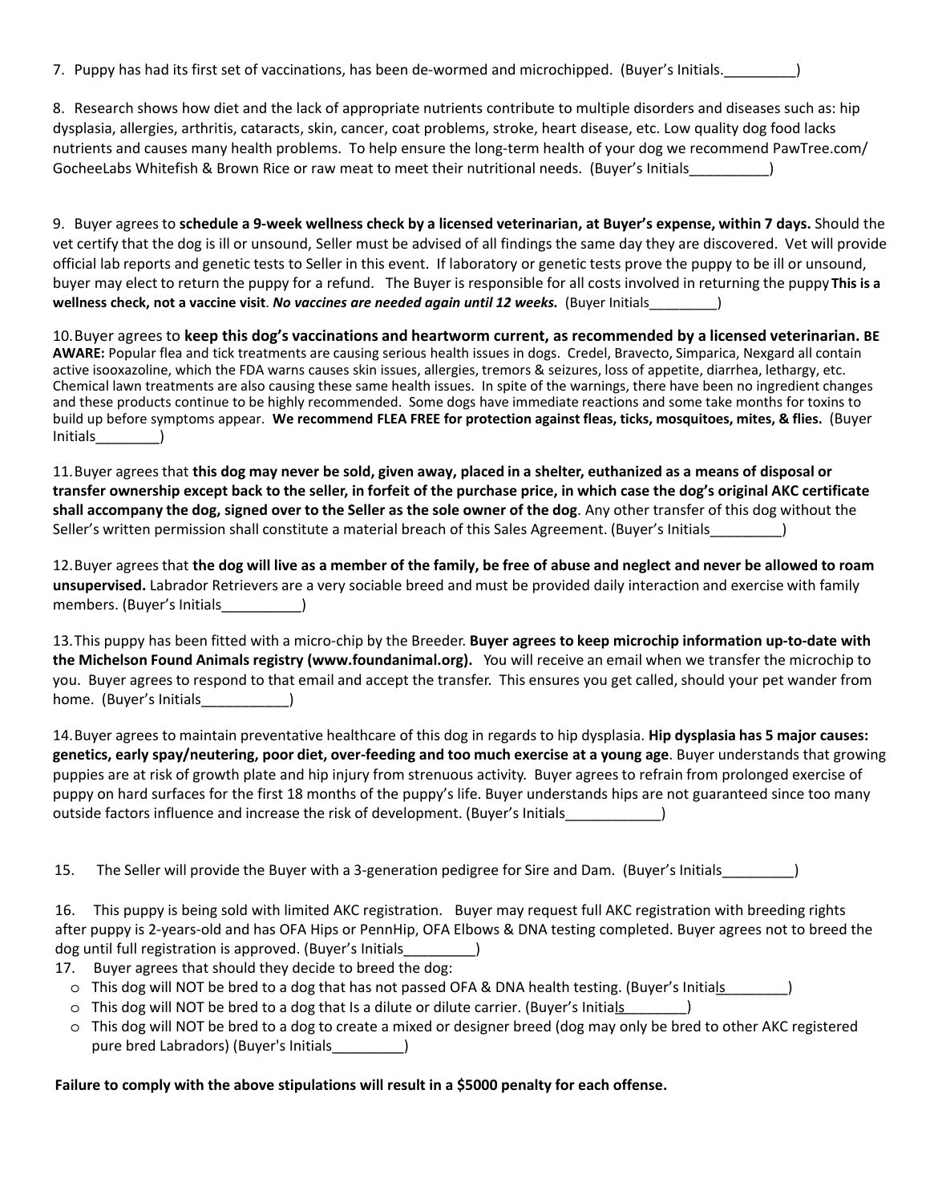7. Puppy has had its first set of vaccinations, has been de-wormed and microchipped. (Buyer's Initials.________)

8. Research shows how diet and the lack of appropriate nutrients contribute to multiple disorders and diseases such as: hip dysplasia, allergies, arthritis, cataracts, skin, cancer, coat problems, stroke, heart disease, etc. Low quality dog food lacks nutrients and causes many health problems. To help ensure the long-term health of your dog we recommend PawTree.com/ GocheeLabs Whitefish & Brown Rice or raw meat to meet their nutritional needs. (Buyer's Initials__________)

9. Buyer agrees to **schedule a 9-week wellness check by a licensed veterinarian, at Buyer's expense, within 7 days.** Should the vet certify that the dog is ill or unsound, Seller must be advised of all findings the same day they are discovered. Vet will provide official lab reports and genetic tests to Seller in this event. If laboratory or genetic tests prove the puppy to be ill or unsound, buyer may elect to return the puppy for a refund. The Buyer is responsible for all costs involved in returning the puppy **This is a wellness check, not a vaccine visit**. ***No vaccines are needed again until 12 weeks.*** (Buyer Initials_________)

10. Buyer agrees to **keep this dog's vaccinations and heartworm current, as recommended by a licensed veterinarian. BE AWARE:** Popular flea and tick treatments are causing serious health issues in dogs. Credel, Bravecto, Simparica, Nexgard all contain active isooxazoline, which the FDA warns causes skin issues, allergies, tremors & seizures, loss of appetite, diarrhea, lethargy, etc. Chemical lawn treatments are also causing these same health issues. In spite of the warnings, there have been no ingredient changes and these products continue to be highly recommended. Some dogs have immediate reactions and some take months for toxins to build up before symptoms appear. **We recommend FLEA FREE for protection against fleas, ticks, mosquitoes, mites, & flies.** (Buyer Initials________)

11. Buyer agrees that **this dog may never be sold, given away, placed in a shelter, euthanized as a means of disposal or transfer ownership except back to the seller, in forfeit of the purchase price, in which case the dog's original AKC certificate shall accompany the dog, signed over to the Seller as the sole owner of the dog**. Any other transfer of this dog without the Seller's written permission shall constitute a material breach of this Sales Agreement. (Buyer's Initials_________)

12. Buyer agrees that **the dog will live as a member of the family, be free of abuse and neglect and never be allowed to roam unsupervised.** Labrador Retrievers are a very sociable breed and must be provided daily interaction and exercise with family members. (Buyer's Initials__________)

13. This puppy has been fitted with a micro-chip by the Breeder. **Buyer agrees to keep microchip information up-to-date with the Michelson Found Animals registry (www.foundanimal.org).** You will receive an email when we transfer the microchip to you. Buyer agrees to respond to that email and accept the transfer. This ensures you get called, should your pet wander from home. (Buyer's Initials___________)

14. Buyer agrees to maintain preventative healthcare of this dog in regards to hip dysplasia. **Hip dysplasia has 5 major causes: genetics, early spay/neutering, poor diet, over-feeding and too much exercise at a young age**. Buyer understands that growing puppies are at risk of growth plate and hip injury from strenuous activity. Buyer agrees to refrain from prolonged exercise of puppy on hard surfaces for the first 18 months of the puppy's life. Buyer understands hips are not guaranteed since too many outside factors influence and increase the risk of development. (Buyer's Initials____________)

15. The Seller will provide the Buyer with a 3-generation pedigree for Sire and Dam. (Buyer's Initials_________)

16. This puppy is being sold with limited AKC registration. Buyer may request full AKC registration with breeding rights after puppy is 2-years-old and has OFA Hips or PennHip, OFA Elbows & DNA testing completed. Buyer agrees not to breed the dog until full registration is approved. (Buyer's Initials_________)

17. Buyer agrees that should they decide to breed the dog:
   - This dog will NOT be bred to a dog that has not passed OFA & DNA health testing. (Buyer's Initials________)
   - This dog will NOT be bred to a dog that Is a dilute or dilute carrier. (Buyer's Initials________)
   - This dog will NOT be bred to a dog to create a mixed or designer breed (dog may only be bred to other AKC registered pure bred Labradors) (Buyer's Initials_________)

**Failure to comply with the above stipulations will result in a $5000 penalty for each offense.**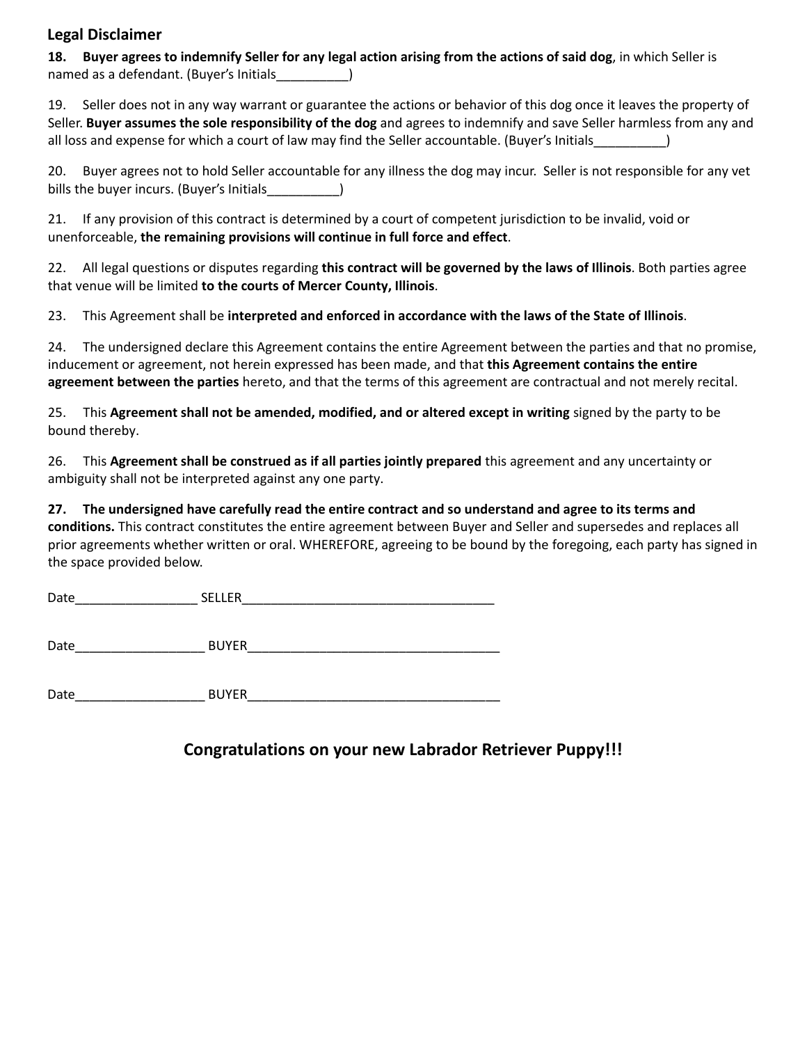## Legal Disclaimer

**18. Buyer agrees to indemnify Seller for any legal action arising from the actions of said dog**, in which Seller is named as a defendant. (Buyer's Initials__________)

19. Seller does not in any way warrant or guarantee the actions or behavior of this dog once it leaves the property of Seller. **Buyer assumes the sole responsibility of the dog** and agrees to indemnify and save Seller harmless from any and all loss and expense for which a court of law may find the Seller accountable. (Buyer's Initials__________)

20. Buyer agrees not to hold Seller accountable for any illness the dog may incur. Seller is not responsible for any vet bills the buyer incurs. (Buyer's Initials__________)

21. If any provision of this contract is determined by a court of competent jurisdiction to be invalid, void or unenforceable, **the remaining provisions will continue in full force and effect**.

22. All legal questions or disputes regarding **this contract will be governed by the laws of Illinois**. Both parties agree that venue will be limited **to the courts of Mercer County, Illinois**.

23. This Agreement shall be **interpreted and enforced in accordance with the laws of the State of Illinois**.

24. The undersigned declare this Agreement contains the entire Agreement between the parties and that no promise, inducement or agreement, not herein expressed has been made, and that **this Agreement contains the entire agreement between the parties** hereto, and that the terms of this agreement are contractual and not merely recital.

25. This **Agreement shall not be amended, modified, and or altered except in writing** signed by the party to be bound thereby.

26. This **Agreement shall be construed as if all parties jointly prepared** this agreement and any uncertainty or ambiguity shall not be interpreted against any one party.

**27. The undersigned have carefully read the entire contract and so understand and agree to its terms and conditions.** This contract constitutes the entire agreement between Buyer and Seller and supersedes and replaces all prior agreements whether written or oral. WHEREFORE, agreeing to be bound by the foregoing, each party has signed in the space provided below.

Date_________________ SELLER____________________________________

Date__________________ BUYER____________________________________

Date__________________ BUYER____________________________________

**Congratulations on your new Labrador Retriever Puppy!!!**